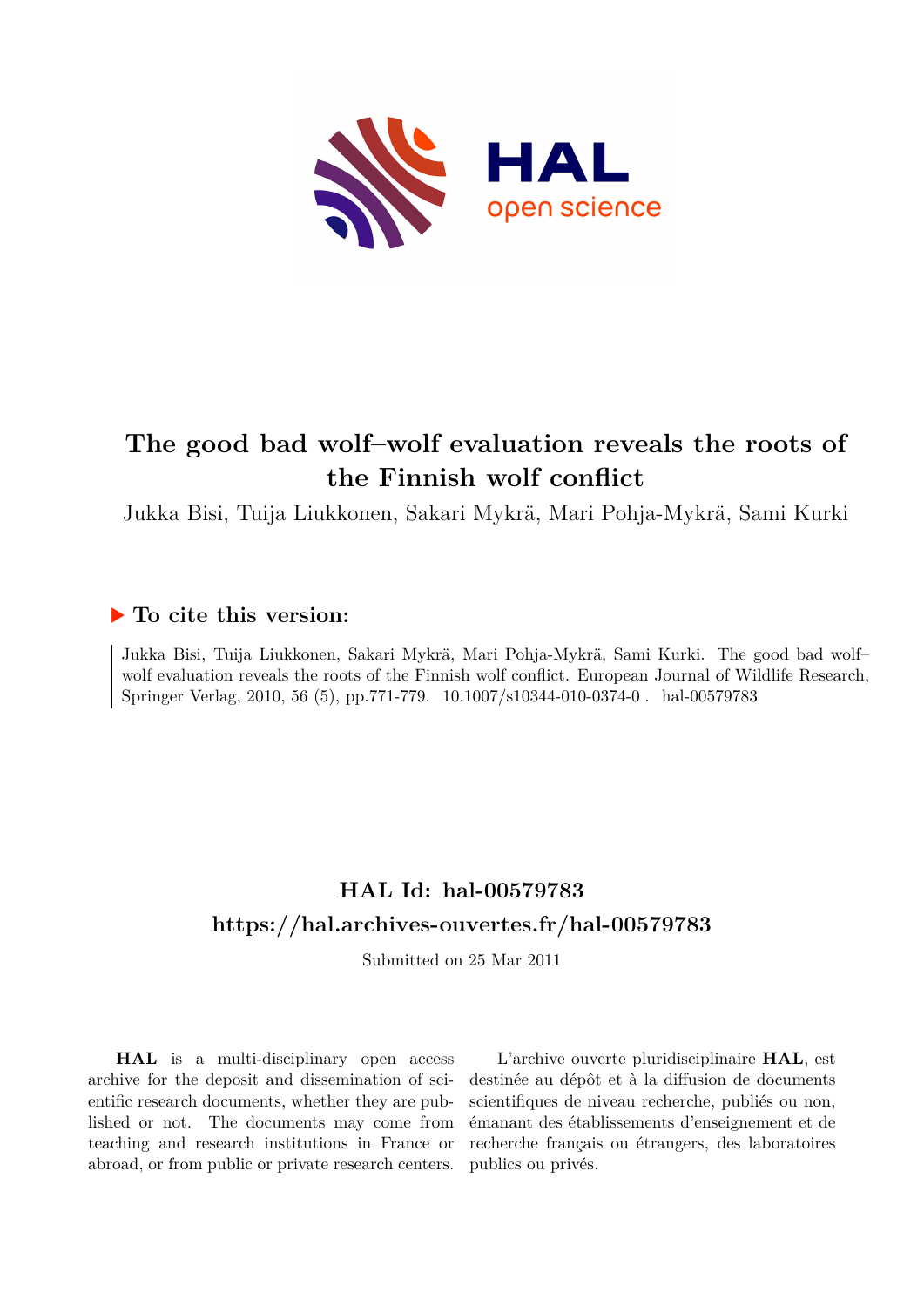# The good bad wolf–wolf evaluation reveals the roots of the Finnish wolf conflict

Jukka Bisi, Tuija Liukkonen, Sakari Mykrä, Mari Pohja-Mykrä, Sami Kurki

## ▶ To cite this version:

Jukka Bisi, Tuija Liukkonen, Sakari Mykrä, Mari Pohja-Mykrä, Sami Kurki. The good bad wolf–wolf evaluation reveals the roots of the Finnish wolf conflict. European Journal of Wildlife Research, Springer Verlag, 2010, 56 (5), pp.771-779. 10.1007/s10344-010-0374-0 . hal-00579783

## HAL Id: hal-00579783

## https://hal.archives-ouvertes.fr/hal-00579783

Submitted on 25 Mar 2011

**HAL** is a multi-disciplinary open access archive for the deposit and dissemination of scientific research documents, whether they are published or not. The documents may come from teaching and research institutions in France or abroad, or from public or private research centers.

L'archive ouverte pluridisciplinaire **HAL**, est destinée au dépôt et à la diffusion de documents scientifiques de niveau recherche, publiés ou non, émanant des établissements d'enseignement et de recherche français ou étrangers, des laboratoires publics ou privés.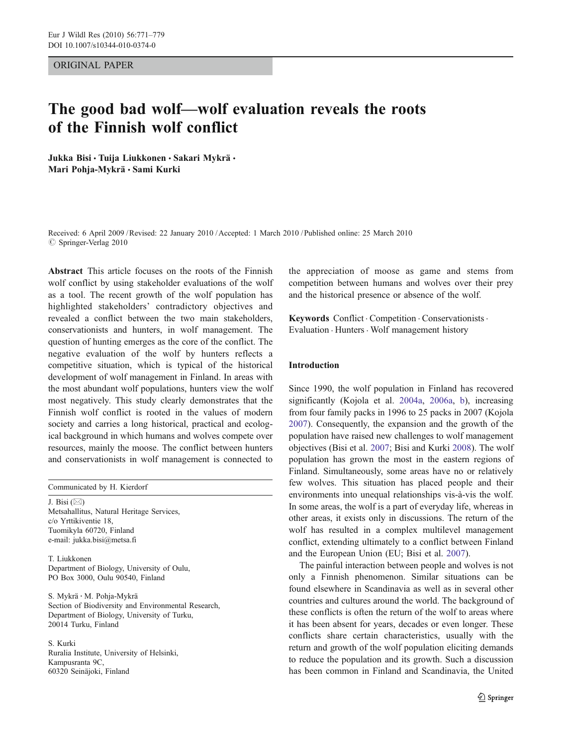ORIGINAL PAPER

# The good bad wolf—wolf evaluation reveals the roots of the Finnish wolf conflict

**Jukka Bisi · Tuija Liukkonen · Sakari Mykrä · Mari Pohja-Mykrä · Sami Kurki**

Received: 6 April 2009 / Revised: 22 January 2010 / Accepted: 1 March 2010 / Published online: 25 March 2010
© Springer-Verlag 2010

**Abstract** This article focuses on the roots of the Finnish wolf conflict by using stakeholder evaluations of the wolf as a tool. The recent growth of the wolf population has highlighted stakeholders' contradictory objectives and revealed a conflict between the two main stakeholders, conservationists and hunters, in wolf management. The question of hunting emerges as the core of the conflict. The negative evaluation of the wolf by hunters reflects a competitive situation, which is typical of the historical development of wolf management in Finland. In areas with the most abundant wolf populations, hunters view the wolf most negatively. This study clearly demonstrates that the Finnish wolf conflict is rooted in the values of modern society and carries a long historical, practical and ecological background in which humans and wolves compete over resources, mainly the moose. The conflict between hunters and conservationists in wolf management is connected to the appreciation of moose as game and stems from competition between humans and wolves over their prey and the historical presence or absence of the wolf.

**Keywords** Conflict · Competition · Conservationists · Evaluation · Hunters · Wolf management history

Communicated by H. Kierdorf

J. Bisi (✉)
Metsahallitus, Natural Heritage Services,
c/o Yrttikiventie 18,
Tuomikyla 60720, Finland
e-mail: jukka.bisi@metsa.fi

T. Liukkonen
Department of Biology, University of Oulu,
PO Box 3000, Oulu 90540, Finland

S. Mykrä · M. Pohja-Mykrä
Section of Biodiversity and Environmental Research,
Department of Biology, University of Turku,
20014 Turku, Finland

S. Kurki
Ruralia Institute, University of Helsinki,
Kampusranta 9C,
60320 Seinäjoki, Finland

## Introduction

Since 1990, the wolf population in Finland has recovered significantly (Kojola et al. 2004a, 2006a, b), increasing from four family packs in 1996 to 25 packs in 2007 (Kojola 2007). Consequently, the expansion and the growth of the population have raised new challenges to wolf management objectives (Bisi et al. 2007; Bisi and Kurki 2008). The wolf population has grown the most in the eastern regions of Finland. Simultaneously, some areas have no or relatively few wolves. This situation has placed people and their environments into unequal relationships vis-à-vis the wolf. In some areas, the wolf is a part of everyday life, whereas in other areas, it exists only in discussions. The return of the wolf has resulted in a complex multilevel management conflict, extending ultimately to a conflict between Finland and the European Union (EU; Bisi et al. 2007).

The painful interaction between people and wolves is not only a Finnish phenomenon. Similar situations can be found elsewhere in Scandinavia as well as in several other countries and cultures around the world. The background of these conflicts is often the return of the wolf to areas where it has been absent for years, decades or even longer. These conflicts share certain characteristics, usually with the return and growth of the wolf population eliciting demands to reduce the population and its growth. Such a discussion has been common in Finland and Scandinavia, the United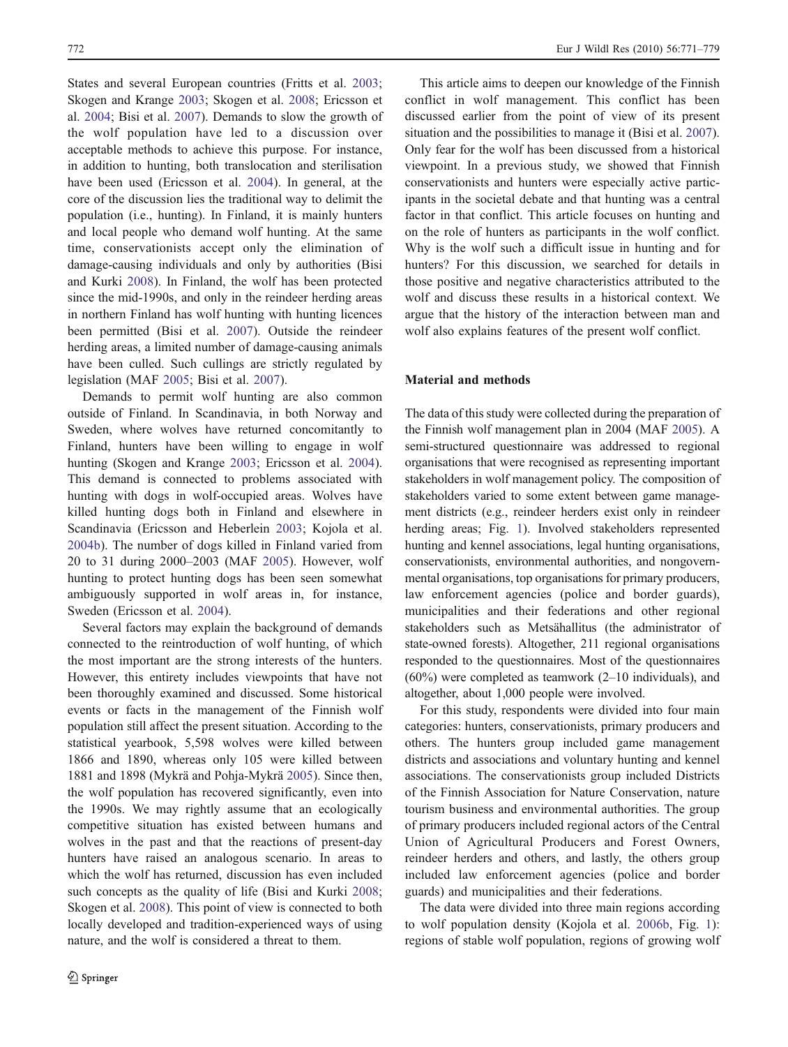States and several European countries (Fritts et al. 2003; Skogen and Krange 2003; Skogen et al. 2008; Ericsson et al. 2004; Bisi et al. 2007). Demands to slow the growth of the wolf population have led to a discussion over acceptable methods to achieve this purpose. For instance, in addition to hunting, both translocation and sterilisation have been used (Ericsson et al. 2004). In general, at the core of the discussion lies the traditional way to delimit the population (i.e., hunting). In Finland, it is mainly hunters and local people who demand wolf hunting. At the same time, conservationists accept only the elimination of damage-causing individuals and only by authorities (Bisi and Kurki 2008). In Finland, the wolf has been protected since the mid-1990s, and only in the reindeer herding areas in northern Finland has wolf hunting with hunting licences been permitted (Bisi et al. 2007). Outside the reindeer herding areas, a limited number of damage-causing animals have been culled. Such cullings are strictly regulated by legislation (MAF 2005; Bisi et al. 2007).

Demands to permit wolf hunting are also common outside of Finland. In Scandinavia, in both Norway and Sweden, where wolves have returned concomitantly to Finland, hunters have been willing to engage in wolf hunting (Skogen and Krange 2003; Ericsson et al. 2004). This demand is connected to problems associated with hunting with dogs in wolf-occupied areas. Wolves have killed hunting dogs both in Finland and elsewhere in Scandinavia (Ericsson and Heberlein 2003; Kojola et al. 2004b). The number of dogs killed in Finland varied from 20 to 31 during 2000–2003 (MAF 2005). However, wolf hunting to protect hunting dogs has been seen somewhat ambiguously supported in wolf areas in, for instance, Sweden (Ericsson et al. 2004).

Several factors may explain the background of demands connected to the reintroduction of wolf hunting, of which the most important are the strong interests of the hunters. However, this entirety includes viewpoints that have not been thoroughly examined and discussed. Some historical events or facts in the management of the Finnish wolf population still affect the present situation. According to the statistical yearbook, 5,598 wolves were killed between 1866 and 1890, whereas only 105 were killed between 1881 and 1898 (Mykrä and Pohja-Mykrä 2005). Since then, the wolf population has recovered significantly, even into the 1990s. We may rightly assume that an ecologically competitive situation has existed between humans and wolves in the past and that the reactions of present-day hunters have raised an analogous scenario. In areas to which the wolf has returned, discussion has even included such concepts as the quality of life (Bisi and Kurki 2008; Skogen et al. 2008). This point of view is connected to both locally developed and tradition-experienced ways of using nature, and the wolf is considered a threat to them.

This article aims to deepen our knowledge of the Finnish conflict in wolf management. This conflict has been discussed earlier from the point of view of its present situation and the possibilities to manage it (Bisi et al. 2007). Only fear for the wolf has been discussed from a historical viewpoint. In a previous study, we showed that Finnish conservationists and hunters were especially active participants in the societal debate and that hunting was a central factor in that conflict. This article focuses on hunting and on the role of hunters as participants in the wolf conflict. Why is the wolf such a difficult issue in hunting and for hunters? For this discussion, we searched for details in those positive and negative characteristics attributed to the wolf and discuss these results in a historical context. We argue that the history of the interaction between man and wolf also explains features of the present wolf conflict.

## Material and methods

The data of this study were collected during the preparation of the Finnish wolf management plan in 2004 (MAF 2005). A semi-structured questionnaire was addressed to regional organisations that were recognised as representing important stakeholders in wolf management policy. The composition of stakeholders varied to some extent between game management districts (e.g., reindeer herders exist only in reindeer herding areas; Fig. 1). Involved stakeholders represented hunting and kennel associations, legal hunting organisations, conservationists, environmental authorities, and nongovernmental organisations, top organisations for primary producers, law enforcement agencies (police and border guards), municipalities and their federations and other regional stakeholders such as Metsähallitus (the administrator of state-owned forests). Altogether, 211 regional organisations responded to the questionnaires. Most of the questionnaires (60%) were completed as teamwork (2–10 individuals), and altogether, about 1,000 people were involved.

For this study, respondents were divided into four main categories: hunters, conservationists, primary producers and others. The hunters group included game management districts and associations and voluntary hunting and kennel associations. The conservationists group included Districts of the Finnish Association for Nature Conservation, nature tourism business and environmental authorities. The group of primary producers included regional actors of the Central Union of Agricultural Producers and Forest Owners, reindeer herders and others, and lastly, the others group included law enforcement agencies (police and border guards) and municipalities and their federations.

The data were divided into three main regions according to wolf population density (Kojola et al. 2006b, Fig. 1): regions of stable wolf population, regions of growing wolf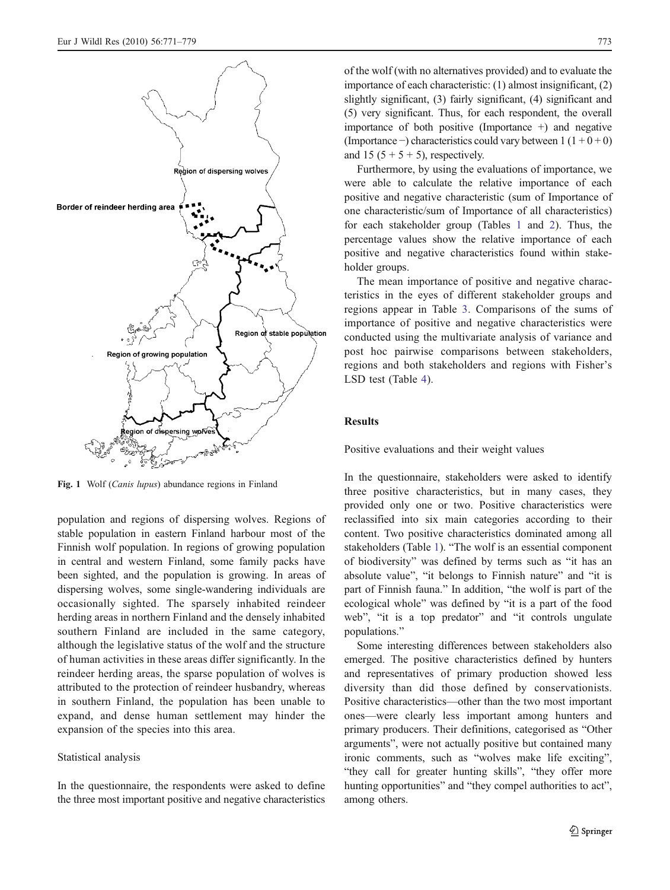Fig. 1 Wolf (*Canis lupus*) abundance regions in Finland

population and regions of dispersing wolves. Regions of stable population in eastern Finland harbour most of the Finnish wolf population. In regions of growing population in central and western Finland, some family packs have been sighted, and the population is growing. In areas of dispersing wolves, some single-wandering individuals are occasionally sighted. The sparsely inhabited reindeer herding areas in northern Finland and the densely inhabited southern Finland are included in the same category, although the legislative status of the wolf and the structure of human activities in these areas differ significantly. In the reindeer herding areas, the sparse population of wolves is attributed to the protection of reindeer husbandry, whereas in southern Finland, the population has been unable to expand, and dense human settlement may hinder the expansion of the species into this area.

### Statistical analysis

In the questionnaire, the respondents were asked to define the three most important positive and negative characteristics of the wolf (with no alternatives provided) and to evaluate the importance of each characteristic: (1) almost insignificant, (2) slightly significant, (3) fairly significant, (4) significant and (5) very significant. Thus, for each respondent, the overall importance of both positive (Importance +) and negative (Importance −) characteristics could vary between 1 $(1 + 0 + 0)$ and 15 $(5 + 5 + 5)$, respectively.

Furthermore, by using the evaluations of importance, we were able to calculate the relative importance of each positive and negative characteristic (sum of Importance of one characteristic/sum of Importance of all characteristics) for each stakeholder group (Tables 1 and 2). Thus, the percentage values show the relative importance of each positive and negative characteristics found within stakeholder groups.

The mean importance of positive and negative characteristics in the eyes of different stakeholder groups and regions appear in Table 3. Comparisons of the sums of importance of positive and negative characteristics were conducted using the multivariate analysis of variance and post hoc pairwise comparisons between stakeholders, regions and both stakeholders and regions with Fisher's LSD test (Table 4).

## Results

### Positive evaluations and their weight values

In the questionnaire, stakeholders were asked to identify three positive characteristics, but in many cases, they provided only one or two. Positive characteristics were reclassified into six main categories according to their content. Two positive characteristics dominated among all stakeholders (Table 1). "The wolf is an essential component of biodiversity" was defined by terms such as "it has an absolute value", "it belongs to Finnish nature" and "it is part of Finnish fauna." In addition, "the wolf is part of the ecological whole" was defined by "it is a part of the food web", "it is a top predator" and "it controls ungulate populations."

Some interesting differences between stakeholders also emerged. The positive characteristics defined by hunters and representatives of primary production showed less diversity than did those defined by conservationists. Positive characteristics—other than the two most important ones—were clearly less important among hunters and primary producers. Their definitions, categorised as "Other arguments", were not actually positive but contained many ironic comments, such as "wolves make life exciting", "they call for greater hunting skills", "they offer more hunting opportunities" and "they compel authorities to act", among others.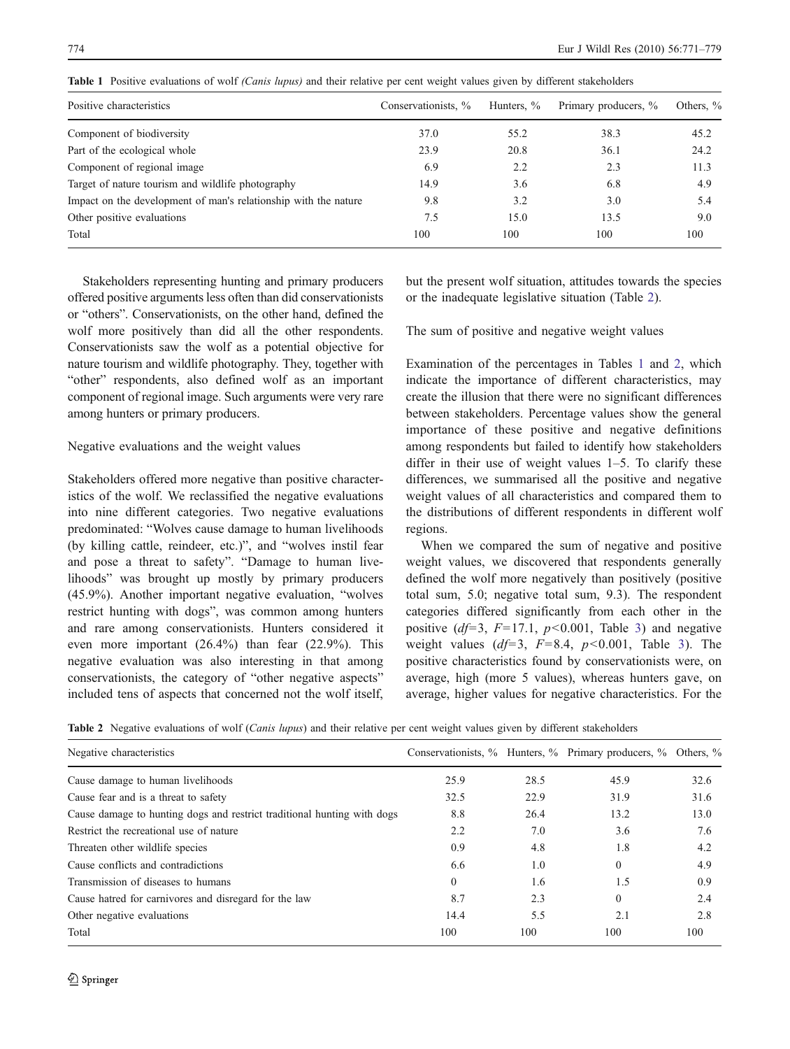**Table 1** Positive evaluations of wolf *(Canis lupus)* and their relative per cent weight values given by different stakeholders

| Positive characteristics | Conservationists, % | Hunters, % | Primary producers, % | Others, % |
|---|---|---|---|---|
| Component of biodiversity | 37.0 | 55.2 | 38.3 | 45.2 |
| Part of the ecological whole | 23.9 | 20.8 | 36.1 | 24.2 |
| Component of regional image | 6.9 | 2.2 | 2.3 | 11.3 |
| Target of nature tourism and wildlife photography | 14.9 | 3.6 | 6.8 | 4.9 |
| Impact on the development of man's relationship with the nature | 9.8 | 3.2 | 3.0 | 5.4 |
| Other positive evaluations | 7.5 | 15.0 | 13.5 | 9.0 |
| Total | 100 | 100 | 100 | 100 |

Stakeholders representing hunting and primary producers offered positive arguments less often than did conservationists or "others". Conservationists, on the other hand, defined the wolf more positively than did all the other respondents. Conservationists saw the wolf as a potential objective for nature tourism and wildlife photography. They, together with "other" respondents, also defined wolf as an important component of regional image. Such arguments were very rare among hunters or primary producers.

### Negative evaluations and the weight values

Stakeholders offered more negative than positive characteristics of the wolf. We reclassified the negative evaluations into nine different categories. Two negative evaluations predominated: "Wolves cause damage to human livelihoods (by killing cattle, reindeer, etc.)", and "wolves instil fear and pose a threat to safety". "Damage to human livelihoods" was brought up mostly by primary producers (45.9%). Another important negative evaluation, "wolves restrict hunting with dogs", was common among hunters and rare among conservationists. Hunters considered it even more important (26.4%) than fear (22.9%). This negative evaluation was also interesting in that among conservationists, the category of "other negative aspects" included tens of aspects that concerned not the wolf itself, but the present wolf situation, attitudes towards the species or the inadequate legislative situation (Table 2).

### The sum of positive and negative weight values

Examination of the percentages in Tables 1 and 2, which indicate the importance of different characteristics, may create the illusion that there were no significant differences between stakeholders. Percentage values show the general importance of these positive and negative definitions among respondents but failed to identify how stakeholders differ in their use of weight values 1–5. To clarify these differences, we summarised all the positive and negative weight values of all characteristics and compared them to the distributions of different respondents in different wolf regions.

When we compared the sum of negative and positive weight values, we discovered that respondents generally defined the wolf more negatively than positively (positive total sum, 5.0; negative total sum, 9.3). The respondent categories differed significantly from each other in the positive ($df=3$, $F=17.1$, $p<0.001$, Table 3) and negative weight values ($df=3$, $F=8.4$, $p<0.001$, Table 3). The positive characteristics found by conservationists were, on average, high (more 5 values), whereas hunters gave, on average, higher values for negative characteristics. For the

**Table 2** Negative evaluations of wolf (*Canis lupus*) and their relative per cent weight values given by different stakeholders

| Negative characteristics | Conservationists, % | Hunters, % | Primary producers, % | Others, % |
|---|---|---|---|---|
| Cause damage to human livelihoods | 25.9 | 28.5 | 45.9 | 32.6 |
| Cause fear and is a threat to safety | 32.5 | 22.9 | 31.9 | 31.6 |
| Cause damage to hunting dogs and restrict traditional hunting with dogs | 8.8 | 26.4 | 13.2 | 13.0 |
| Restrict the recreational use of nature | 2.2 | 7.0 | 3.6 | 7.6 |
| Threaten other wildlife species | 0.9 | 4.8 | 1.8 | 4.2 |
| Cause conflicts and contradictions | 6.6 | 1.0 | 0 | 4.9 |
| Transmission of diseases to humans | 0 | 1.6 | 1.5 | 0.9 |
| Cause hatred for carnivores and disregard for the law | 8.7 | 2.3 | 0 | 2.4 |
| Other negative evaluations | 14.4 | 5.5 | 2.1 | 2.8 |
| Total | 100 | 100 | 100 | 100 |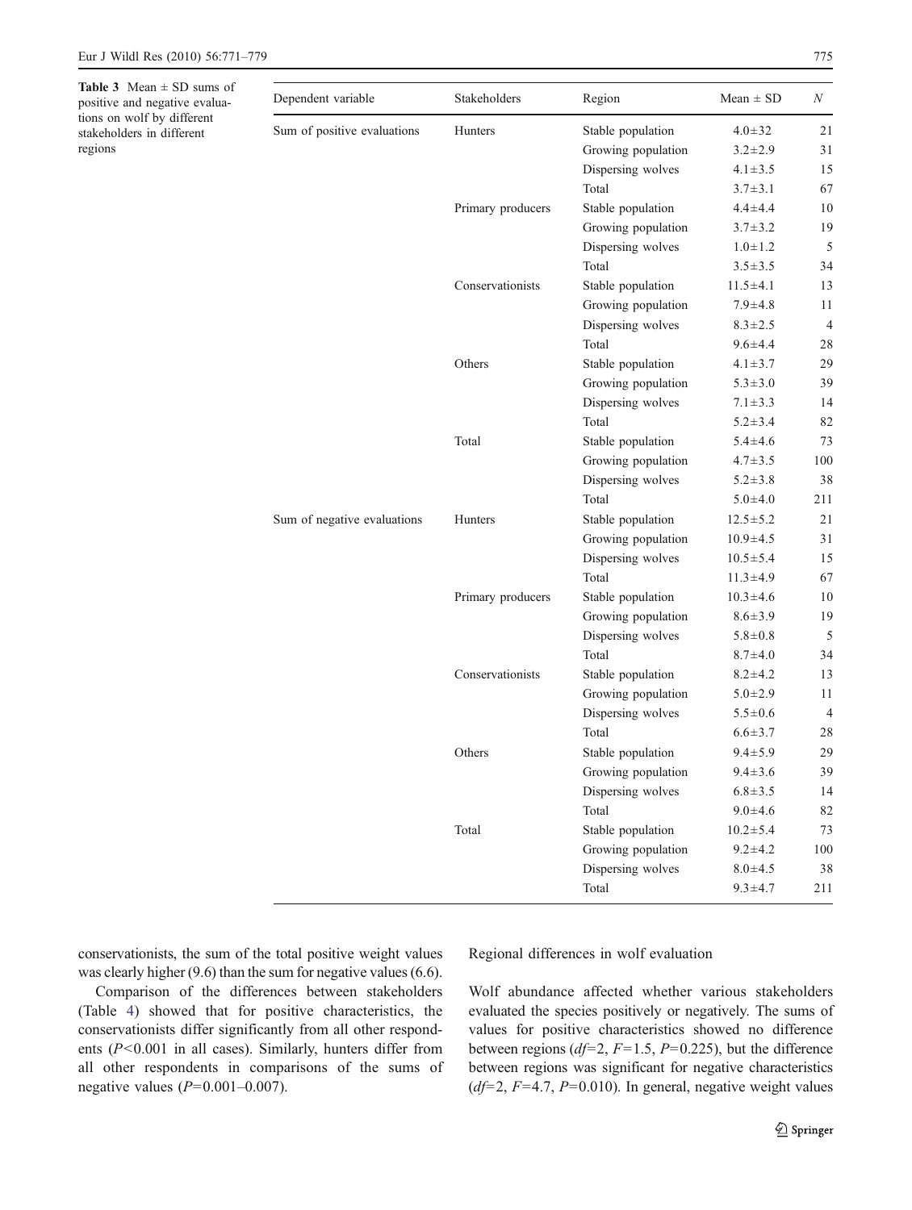**Table 3** Mean ± SD sums of positive and negative evaluations on wolf by different stakeholders in different regions

| Dependent variable | Stakeholders | Region | Mean ± SD | *N* |
|---|---|---|---|---|
| Sum of positive evaluations | Hunters | Stable population | 4.0±32 | 21 |
| | | Growing population | 3.2±2.9 | 31 |
| | | Dispersing wolves | 4.1±3.5 | 15 |
| | | Total | 3.7±3.1 | 67 |
| | Primary producers | Stable population | 4.4±4.4 | 10 |
| | | Growing population | 3.7±3.2 | 19 |
| | | Dispersing wolves | 1.0±1.2 | 5 |
| | | Total | 3.5±3.5 | 34 |
| | Conservationists | Stable population | 11.5±4.1 | 13 |
| | | Growing population | 7.9±4.8 | 11 |
| | | Dispersing wolves | 8.3±2.5 | 4 |
| | | Total | 9.6±4.4 | 28 |
| | Others | Stable population | 4.1±3.7 | 29 |
| | | Growing population | 5.3±3.0 | 39 |
| | | Dispersing wolves | 7.1±3.3 | 14 |
| | | Total | 5.2±3.4 | 82 |
| | Total | Stable population | 5.4±4.6 | 73 |
| | | Growing population | 4.7±3.5 | 100 |
| | | Dispersing wolves | 5.2±3.8 | 38 |
| | | Total | 5.0±4.0 | 211 |
| Sum of negative evaluations | Hunters | Stable population | 12.5±5.2 | 21 |
| | | Growing population | 10.9±4.5 | 31 |
| | | Dispersing wolves | 10.5±5.4 | 15 |
| | | Total | 11.3±4.9 | 67 |
| | Primary producers | Stable population | 10.3±4.6 | 10 |
| | | Growing population | 8.6±3.9 | 19 |
| | | Dispersing wolves | 5.8±0.8 | 5 |
| | | Total | 8.7±4.0 | 34 |
| | Conservationists | Stable population | 8.2±4.2 | 13 |
| | | Growing population | 5.0±2.9 | 11 |
| | | Dispersing wolves | 5.5±0.6 | 4 |
| | | Total | 6.6±3.7 | 28 |
| | Others | Stable population | 9.4±5.9 | 29 |
| | | Growing population | 9.4±3.6 | 39 |
| | | Dispersing wolves | 6.8±3.5 | 14 |
| | | Total | 9.0±4.6 | 82 |
| | Total | Stable population | 10.2±5.4 | 73 |
| | | Growing population | 9.2±4.2 | 100 |
| | | Dispersing wolves | 8.0±4.5 | 38 |
| | | Total | 9.3±4.7 | 211 |

conservationists, the sum of the total positive weight values was clearly higher (9.6) than the sum for negative values (6.6).

Comparison of the differences between stakeholders (Table 4) showed that for positive characteristics, the conservationists differ significantly from all other respondents ($P<0.001$ in all cases). Similarly, hunters differ from all other respondents in comparisons of the sums of negative values ($P=0.001$–$0.007$).

## Regional differences in wolf evaluation

Wolf abundance affected whether various stakeholders evaluated the species positively or negatively. The sums of values for positive characteristics showed no difference between regions ($df=2$, $F=1.5$, $P=0.225$), but the difference between regions was significant for negative characteristics ($df=2$, $F=4.7$, $P=0.010$). In general, negative weight values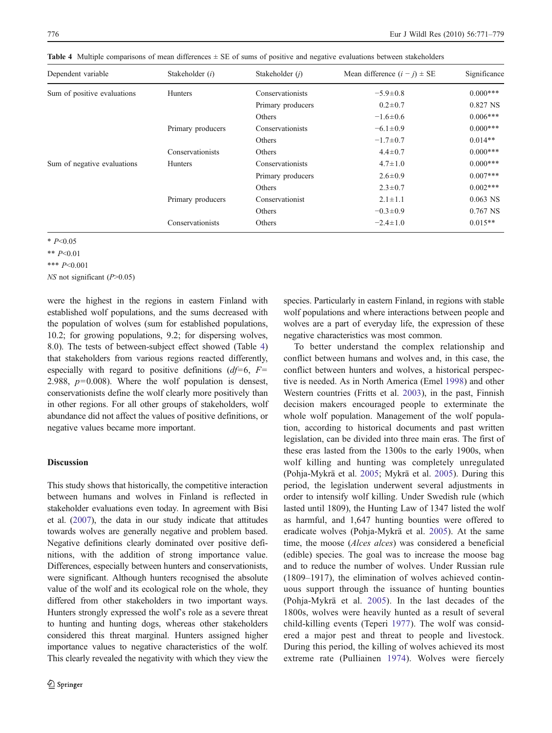**Table 4** Multiple comparisons of mean differences ± SE of sums of positive and negative evaluations between stakeholders

| Dependent variable | Stakeholder (*i*) | Stakeholder (*j*) | Mean difference $(i - j)$ ± SE | Significance |
|---|---|---|---|---|
| Sum of positive evaluations | Hunters | Conservationists | −5.9±0.8 | 0.000*** |
| | | Primary producers | 0.2±0.7 | 0.827 NS |
| | | Others | −1.6±0.6 | 0.006*** |
| | Primary producers | Conservationists | −6.1±0.9 | 0.000*** |
| | | Others | −1.7±0.7 | 0.014** |
| | Conservationists | Others | 4.4±0.7 | 0.000*** |
| Sum of negative evaluations | Hunters | Conservationists | 4.7±1.0 | 0.000*** |
| | | Primary producers | 2.6±0.9 | 0.007*** |
| | | Others | 2.3±0.7 | 0.002*** |
| | Primary producers | Conservationist | 2.1±1.1 | 0.063 NS |
| | | Others | −0.3±0.9 | 0.767 NS |
| | Conservationists | Others | −2.4±1.0 | 0.015** |

\* $P<0.05$

\*\* $P<0.01$

\*\*\* $P<0.001$

*NS* not significant ($P>0.05$)

were the highest in the regions in eastern Finland with established wolf populations, and the sums decreased with the population of wolves (sum for established populations, 10.2; for growing populations, 9.2; for dispersing wolves, 8.0). The tests of between-subject effect showed (Table 4) that stakeholders from various regions reacted differently, especially with regard to positive definitions ($df=6$, $F=2.988$, $p=0.008$). Where the wolf population is densest, conservationists define the wolf clearly more positively than in other regions. For all other groups of stakeholders, wolf abundance did not affect the values of positive definitions, or negative values became more important.

## Discussion

This study shows that historically, the competitive interaction between humans and wolves in Finland is reflected in stakeholder evaluations even today. In agreement with Bisi et al. (2007), the data in our study indicate that attitudes towards wolves are generally negative and problem based. Negative definitions clearly dominated over positive definitions, with the addition of strong importance value. Differences, especially between hunters and conservationists, were significant. Although hunters recognised the absolute value of the wolf and its ecological role on the whole, they differed from other stakeholders in two important ways. Hunters strongly expressed the wolf's role as a severe threat to hunting and hunting dogs, whereas other stakeholders considered this threat marginal. Hunters assigned higher importance values to negative characteristics of the wolf. This clearly revealed the negativity with which they view the species. Particularly in eastern Finland, in regions with stable wolf populations and where interactions between people and wolves are a part of everyday life, the expression of these negative characteristics was most common.

To better understand the complex relationship and conflict between humans and wolves and, in this case, the conflict between hunters and wolves, a historical perspective is needed. As in North America (Emel 1998) and other Western countries (Fritts et al. 2003), in the past, Finnish decision makers encouraged people to exterminate the whole wolf population. Management of the wolf population, according to historical documents and past written legislation, can be divided into three main eras. The first of these eras lasted from the 1300s to the early 1900s, when wolf killing and hunting was completely unregulated (Pohja-Mykrä et al. 2005; Mykrä et al. 2005). During this period, the legislation underwent several adjustments in order to intensify wolf killing. Under Swedish rule (which lasted until 1809), the Hunting Law of 1347 listed the wolf as harmful, and 1,647 hunting bounties were offered to eradicate wolves (Pohja-Mykrä et al. 2005). At the same time, the moose (*Alces alces*) was considered a beneficial (edible) species. The goal was to increase the moose bag and to reduce the number of wolves. Under Russian rule (1809–1917), the elimination of wolves achieved continuous support through the issuance of hunting bounties (Pohja-Mykrä et al. 2005). In the last decades of the 1800s, wolves were heavily hunted as a result of several child-killing events (Teperi 1977). The wolf was considered a major pest and threat to people and livestock. During this period, the killing of wolves achieved its most extreme rate (Pulliainen 1974). Wolves were fiercely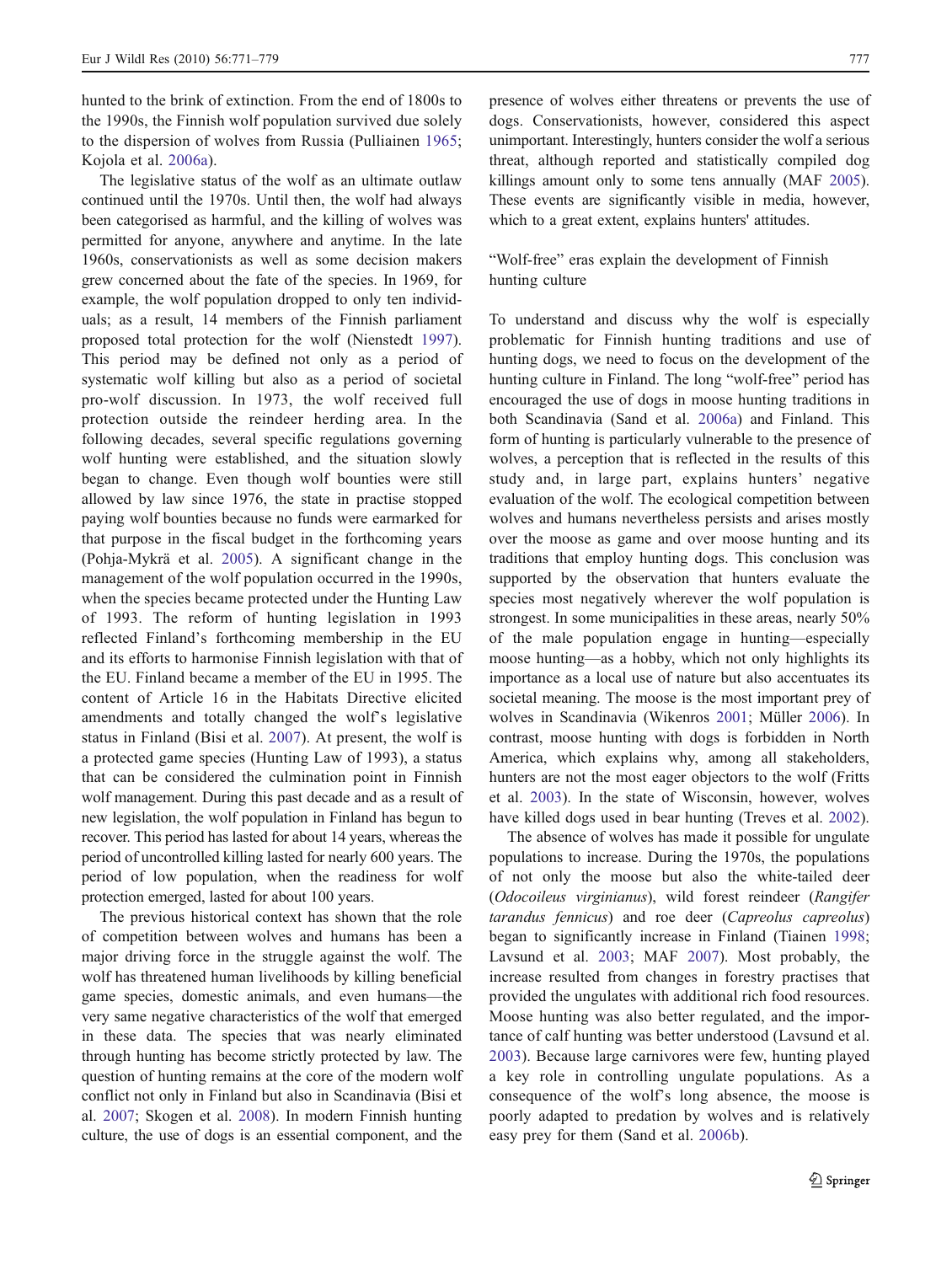hunted to the brink of extinction. From the end of 1800s to the 1990s, the Finnish wolf population survived due solely to the dispersion of wolves from Russia (Pulliainen 1965; Kojola et al. 2006a).

The legislative status of the wolf as an ultimate outlaw continued until the 1970s. Until then, the wolf had always been categorised as harmful, and the killing of wolves was permitted for anyone, anywhere and anytime. In the late 1960s, conservationists as well as some decision makers grew concerned about the fate of the species. In 1969, for example, the wolf population dropped to only ten individuals; as a result, 14 members of the Finnish parliament proposed total protection for the wolf (Nienstedt 1997). This period may be defined not only as a period of systematic wolf killing but also as a period of societal pro-wolf discussion. In 1973, the wolf received full protection outside the reindeer herding area. In the following decades, several specific regulations governing wolf hunting were established, and the situation slowly began to change. Even though wolf bounties were still allowed by law since 1976, the state in practise stopped paying wolf bounties because no funds were earmarked for that purpose in the fiscal budget in the forthcoming years (Pohja-Mykrä et al. 2005). A significant change in the management of the wolf population occurred in the 1990s, when the species became protected under the Hunting Law of 1993. The reform of hunting legislation in 1993 reflected Finland's forthcoming membership in the EU and its efforts to harmonise Finnish legislation with that of the EU. Finland became a member of the EU in 1995. The content of Article 16 in the Habitats Directive elicited amendments and totally changed the wolf's legislative status in Finland (Bisi et al. 2007). At present, the wolf is a protected game species (Hunting Law of 1993), a status that can be considered the culmination point in Finnish wolf management. During this past decade and as a result of new legislation, the wolf population in Finland has begun to recover. This period has lasted for about 14 years, whereas the period of uncontrolled killing lasted for nearly 600 years. The period of low population, when the readiness for wolf protection emerged, lasted for about 100 years.

The previous historical context has shown that the role of competition between wolves and humans has been a major driving force in the struggle against the wolf. The wolf has threatened human livelihoods by killing beneficial game species, domestic animals, and even humans—the very same negative characteristics of the wolf that emerged in these data. The species that was nearly eliminated through hunting has become strictly protected by law. The question of hunting remains at the core of the modern wolf conflict not only in Finland but also in Scandinavia (Bisi et al. 2007; Skogen et al. 2008). In modern Finnish hunting culture, the use of dogs is an essential component, and the presence of wolves either threatens or prevents the use of dogs. Conservationists, however, considered this aspect unimportant. Interestingly, hunters consider the wolf a serious threat, although reported and statistically compiled dog killings amount only to some tens annually (MAF 2005). These events are significantly visible in media, however, which to a great extent, explains hunters' attitudes.

## "Wolf-free" eras explain the development of Finnish hunting culture

To understand and discuss why the wolf is especially problematic for Finnish hunting traditions and use of hunting dogs, we need to focus on the development of the hunting culture in Finland. The long "wolf-free" period has encouraged the use of dogs in moose hunting traditions in both Scandinavia (Sand et al. 2006a) and Finland. This form of hunting is particularly vulnerable to the presence of wolves, a perception that is reflected in the results of this study and, in large part, explains hunters' negative evaluation of the wolf. The ecological competition between wolves and humans nevertheless persists and arises mostly over the moose as game and over moose hunting and its traditions that employ hunting dogs. This conclusion was supported by the observation that hunters evaluate the species most negatively wherever the wolf population is strongest. In some municipalities in these areas, nearly 50% of the male population engage in hunting—especially moose hunting—as a hobby, which not only highlights its importance as a local use of nature but also accentuates its societal meaning. The moose is the most important prey of wolves in Scandinavia (Wikenros 2001; Müller 2006). In contrast, moose hunting with dogs is forbidden in North America, which explains why, among all stakeholders, hunters are not the most eager objectors to the wolf (Fritts et al. 2003). In the state of Wisconsin, however, wolves have killed dogs used in bear hunting (Treves et al. 2002).

The absence of wolves has made it possible for ungulate populations to increase. During the 1970s, the populations of not only the moose but also the white-tailed deer (*Odocoileus virginianus*), wild forest reindeer (*Rangifer tarandus fennicus*) and roe deer (*Capreolus capreolus*) began to significantly increase in Finland (Tiainen 1998; Lavsund et al. 2003; MAF 2007). Most probably, the increase resulted from changes in forestry practises that provided the ungulates with additional rich food resources. Moose hunting was also better regulated, and the importance of calf hunting was better understood (Lavsund et al. 2003). Because large carnivores were few, hunting played a key role in controlling ungulate populations. As a consequence of the wolf's long absence, the moose is poorly adapted to predation by wolves and is relatively easy prey for them (Sand et al. 2006b).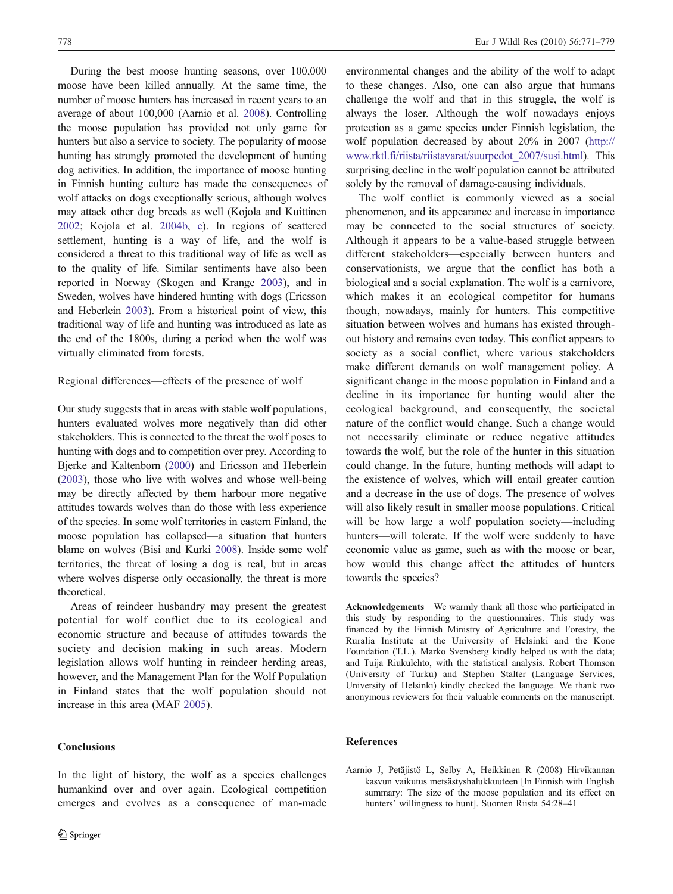During the best moose hunting seasons, over 100,000 moose have been killed annually. At the same time, the number of moose hunters has increased in recent years to an average of about 100,000 (Aarnio et al. 2008). Controlling the moose population has provided not only game for hunters but also a service to society. The popularity of moose hunting has strongly promoted the development of hunting dog activities. In addition, the importance of moose hunting in Finnish hunting culture has made the consequences of wolf attacks on dogs exceptionally serious, although wolves may attack other dog breeds as well (Kojola and Kuittinen 2002; Kojola et al. 2004b, c). In regions of scattered settlement, hunting is a way of life, and the wolf is considered a threat to this traditional way of life as well as to the quality of life. Similar sentiments have also been reported in Norway (Skogen and Krange 2003), and in Sweden, wolves have hindered hunting with dogs (Ericsson and Heberlein 2003). From a historical point of view, this traditional way of life and hunting was introduced as late as the end of the 1800s, during a period when the wolf was virtually eliminated from forests.

### Regional differences—effects of the presence of wolf

Our study suggests that in areas with stable wolf populations, hunters evaluated wolves more negatively than did other stakeholders. This is connected to the threat the wolf poses to hunting with dogs and to competition over prey. According to Bjerke and Kaltenborn (2000) and Ericsson and Heberlein (2003), those who live with wolves and whose well-being may be directly affected by them harbour more negative attitudes towards wolves than do those with less experience of the species. In some wolf territories in eastern Finland, the moose population has collapsed—a situation that hunters blame on wolves (Bisi and Kurki 2008). Inside some wolf territories, the threat of losing a dog is real, but in areas where wolves disperse only occasionally, the threat is more theoretical.

Areas of reindeer husbandry may present the greatest potential for wolf conflict due to its ecological and economic structure and because of attitudes towards the society and decision making in such areas. Modern legislation allows wolf hunting in reindeer herding areas, however, and the Management Plan for the Wolf Population in Finland states that the wolf population should not increase in this area (MAF 2005).

## Conclusions

In the light of history, the wolf as a species challenges humankind over and over again. Ecological competition emerges and evolves as a consequence of man-made environmental changes and the ability of the wolf to adapt to these changes. Also, one can also argue that humans challenge the wolf and that in this struggle, the wolf is always the loser. Although the wolf nowadays enjoys protection as a game species under Finnish legislation, the wolf population decreased by about 20% in 2007 (http://www.rktl.fi/riista/riistavarat/suurpedot_2007/susi.html). This surprising decline in the wolf population cannot be attributed solely by the removal of damage-causing individuals.

The wolf conflict is commonly viewed as a social phenomenon, and its appearance and increase in importance may be connected to the social structures of society. Although it appears to be a value-based struggle between different stakeholders—especially between hunters and conservationists, we argue that the conflict has both a biological and a social explanation. The wolf is a carnivore, which makes it an ecological competitor for humans though, nowadays, mainly for hunters. This competitive situation between wolves and humans has existed throughout history and remains even today. This conflict appears to society as a social conflict, where various stakeholders make different demands on wolf management policy. A significant change in the moose population in Finland and a decline in its importance for hunting would alter the ecological background, and consequently, the societal nature of the conflict would change. Such a change would not necessarily eliminate or reduce negative attitudes towards the wolf, but the role of the hunter in this situation could change. In the future, hunting methods will adapt to the existence of wolves, which will entail greater caution and a decrease in the use of dogs. The presence of wolves will also likely result in smaller moose populations. Critical will be how large a wolf population society—including hunters—will tolerate. If the wolf were suddenly to have economic value as game, such as with the moose or bear, how would this change affect the attitudes of hunters towards the species?

**Acknowledgements** We warmly thank all those who participated in this study by responding to the questionnaires. This study was financed by the Finnish Ministry of Agriculture and Forestry, the Ruralia Institute at the University of Helsinki and the Kone Foundation (T.L.). Marko Svensberg kindly helped us with the data; and Tuija Riukulehto, with the statistical analysis. Robert Thomson (University of Turku) and Stephen Stalter (Language Services, University of Helsinki) kindly checked the language. We thank two anonymous reviewers for their valuable comments on the manuscript.

## References

Aarnio J, Petäjistö L, Selby A, Heikkinen R (2008) Hirvikannan kasvun vaikutus metsästyshalukkuuteen [In Finnish with English summary: The size of the moose population and its effect on hunters' willingness to hunt]. Suomen Riista 54:28–41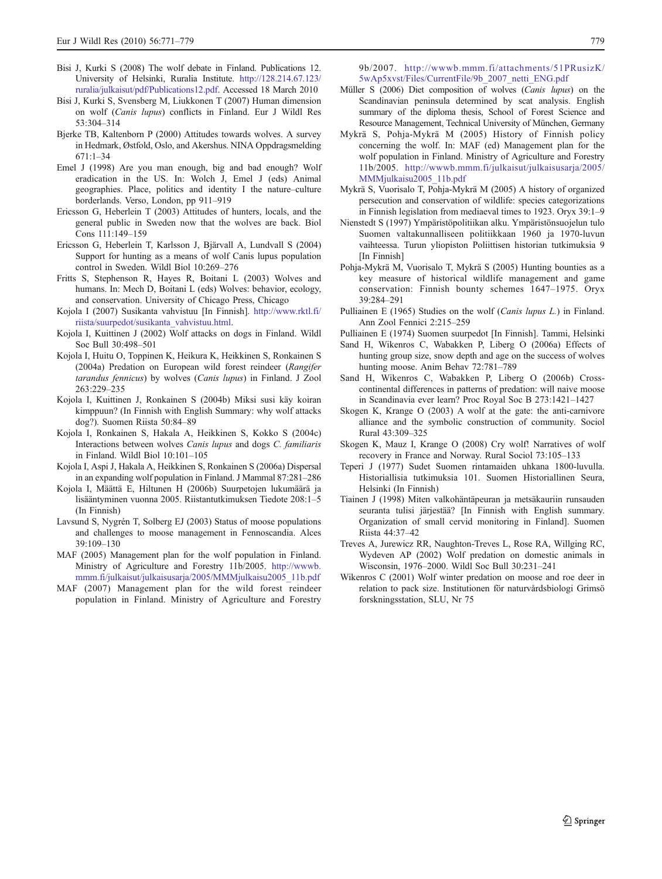Bisi J, Kurki S (2008) The wolf debate in Finland. Publications 12. University of Helsinki, Ruralia Institute. http://128.214.67.123/ruralia/julkaisut/pdf/Publications12.pdf. Accessed 18 March 2010

Bisi J, Kurki S, Svensberg M, Liukkonen T (2007) Human dimension on wolf (*Canis lupus*) conflicts in Finland. Eur J Wildl Res 53:304–314

Bjerke TB, Kaltenborn P (2000) Attitudes towards wolves. A survey in Hedmark, Østfold, Oslo, and Akershus. NINA Oppdragsmelding 671:1–34

Emel J (1998) Are you man enough, big and bad enough? Wolf eradication in the US. In: Wolch J, Emel J (eds) Animal geographies. Place, politics and identity I the nature–culture borderlands. Verso, London, pp 911–919

Ericsson G, Heberlein T (2003) Attitudes of hunters, locals, and the general public in Sweden now that the wolves are back. Biol Cons 111:149–159

Ericsson G, Heberlein T, Karlsson J, Bjärvall A, Lundvall S (2004) Support for hunting as a means of wolf Canis lupus population control in Sweden. Wildl Biol 10:269–276

Fritts S, Stephenson R, Hayes R, Boitani L (2003) Wolves and humans. In: Mech D, Boitani L (eds) Wolves: behavior, ecology, and conservation. University of Chicago Press, Chicago

Kojola I (2007) Susikanta vahvistuu [In Finnish]. http://www.rktl.fi/riista/suurpedot/susikanta_vahvistuu.html.

Kojola I, Kuittinen J (2002) Wolf attacks on dogs in Finland. Wildl Soc Bull 30:498–501

Kojola I, Huitu O, Toppinen K, Heikura K, Heikkinen S, Ronkainen S (2004a) Predation on European wild forest reindeer (*Rangifer tarandus fennicus*) by wolves (*Canis lupus*) in Finland. J Zool 263:229–235

Kojola I, Kuittinen J, Ronkainen S (2004b) Miksi susi käy koiran kimppuun? (In Finnish with English Summary: why wolf attacks dog?). Suomen Riista 50:84–89

Kojola I, Ronkainen S, Hakala A, Heikkinen S, Kokko S (2004c) Interactions between wolves *Canis lupus* and dogs *C. familiaris* in Finland. Wildl Biol 10:101–105

Kojola I, Aspi J, Hakala A, Heikkinen S, Ronkainen S (2006a) Dispersal in an expanding wolf population in Finland. J Mammal 87:281–286

Kojola I, Määttä E, Hiltunen H (2006b) Suurpetojen lukumäärä ja lisääntyminen vuonna 2005. Riistantutkimuksen Tiedote 208:1–5 (In Finnish)

Lavsund S, Nygrén T, Solberg EJ (2003) Status of moose populations and challenges to moose management in Fennoscandia. Alces 39:109–130

MAF (2005) Management plan for the wolf population in Finland. Ministry of Agriculture and Forestry 11b/2005. http://wwwb.mmm.fi/julkaisut/julkaisusarja/2005/MMMjulkaisu2005_11b.pdf

MAF (2007) Management plan for the wild forest reindeer population in Finland. Ministry of Agriculture and Forestry 9b/2007. http://wwwb.mmm.fi/attachments/51PRusizK/5wAp5xvst/Files/CurrentFile/9b_2007_netti_ENG.pdf

Müller S (2006) Diet composition of wolves (*Canis lupus*) on the Scandinavian peninsula determined by scat analysis. English summary of the diploma thesis, School of Forest Science and Resource Management, Technical University of München, Germany

Mykrä S, Pohja-Mykrä M (2005) History of Finnish policy concerning the wolf. In: MAF (ed) Management plan for the wolf population in Finland. Ministry of Agriculture and Forestry 11b/2005. http://wwwb.mmm.fi/julkaisut/julkaisusarja/2005/MMMjulkaisu2005_11b.pdf

Mykrä S, Vuorisalo T, Pohja-Mykrä M (2005) A history of organized persecution and conservation of wildlife: species categorizations in Finnish legislation from mediaeval times to 1923. Oryx 39:1–9

Nienstedt S (1997) Ympäristöpolitiikan alku. Ympäristönsuojelun tulo Suomen valtakunnalliseen politiikkaan 1960 ja 1970-luvun vaihteessa. Turun yliopiston Poliittisen historian tutkimuksia 9 [In Finnish]

Pohja-Mykrä M, Vuorisalo T, Mykrä S (2005) Hunting bounties as a key measure of historical wildlife management and game conservation: Finnish bounty schemes 1647–1975. Oryx 39:284–291

Pulliainen E (1965) Studies on the wolf (*Canis lupus L.*) in Finland. Ann Zool Fennici 2:215–259

Pulliainen E (1974) Suomen suurpedot [In Finnish]. Tammi, Helsinki

Sand H, Wikenros C, Wabakken P, Liberg O (2006a) Effects of hunting group size, snow depth and age on the success of wolves hunting moose. Anim Behav 72:781–789

Sand H, Wikenros C, Wabakken P, Liberg O (2006b) Cross-continental differences in patterns of predation: will naive moose in Scandinavia ever learn? Proc Royal Soc B 273:1421–1427

Skogen K, Krange O (2003) A wolf at the gate: the anti-carnivore alliance and the symbolic construction of community. Sociol Rural 43:309–325

Skogen K, Mauz I, Krange O (2008) Cry wolf! Narratives of wolf recovery in France and Norway. Rural Sociol 73:105–133

Teperi J (1977) Sudet Suomen rintamaiden uhkana 1800-luvulla. Historiallisia tutkimuksia 101. Suomen Historiallinen Seura, Helsinki (In Finnish)

Tiainen J (1998) Miten valkohäntäpeuran ja metsäkauriin runsauden seuranta tulisi järjestää? [In Finnish with English summary. Organization of small cervid monitoring in Finland]. Suomen Riista 44:37–42

Treves A, Jurewicz RR, Naughton-Treves L, Rose RA, Willging RC, Wydeven AP (2002) Wolf predation on domestic animals in Wisconsin, 1976–2000. Wildl Soc Bull 30:231–241

Wikenros C (2001) Wolf winter predation on moose and roe deer in relation to pack size. Institutionen för naturvårdsbiologi Grimsö forskningsstation, SLU, Nr 75